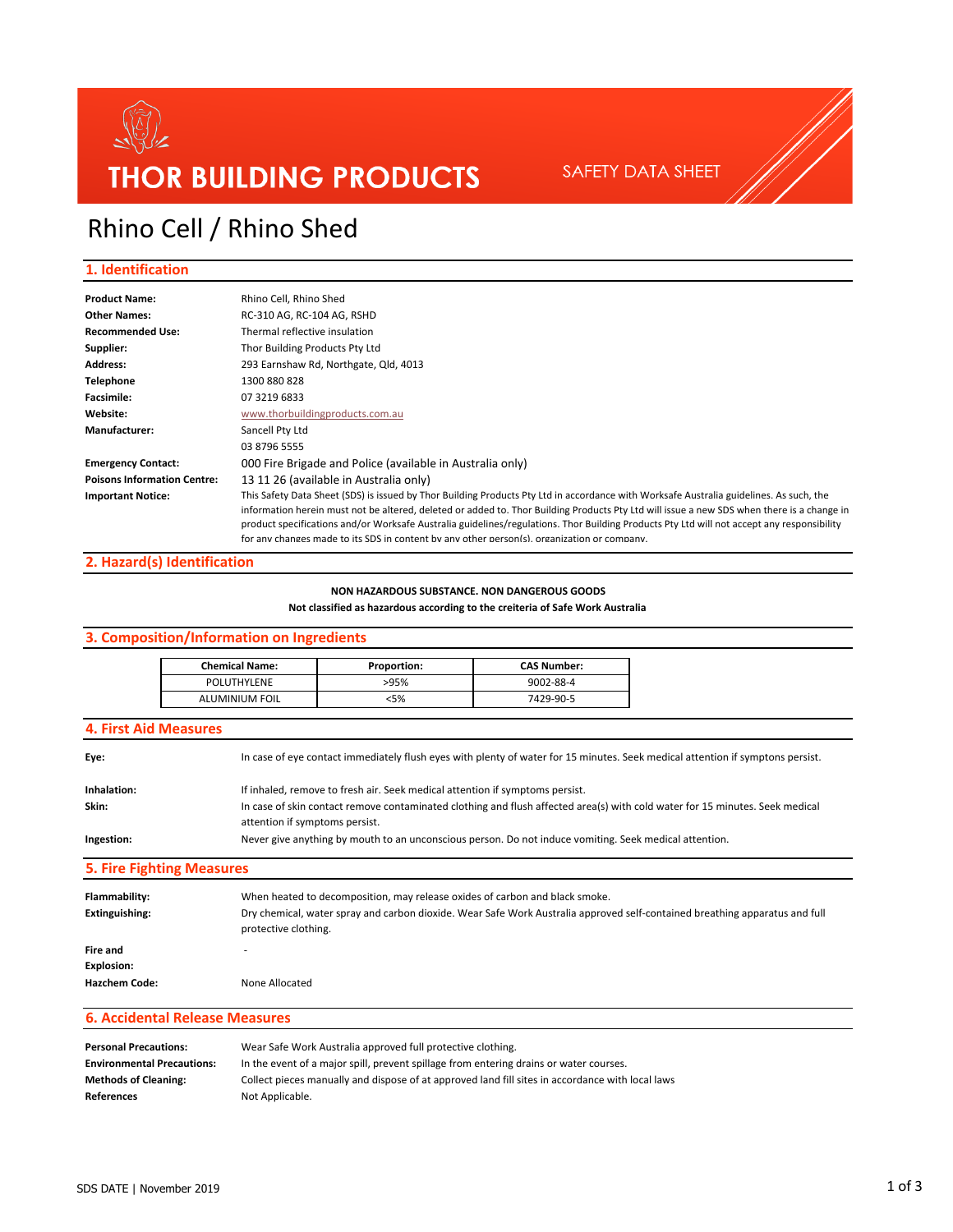THOR BUILDING PRODUCTS

SAFETY DATA SHEET

# Rhino Cell / Rhino Shed

## 1. Identification

| | |
|---|---|
| **Product Name:** | Rhino Cell, Rhino Shed |
| **Other Names:** | RC-310 AG, RC-104 AG, RSHD |
| **Recommended Use:** | Thermal reflective insulation |
| **Supplier:** | Thor Building Products Pty Ltd |
| **Address:** | 293 Earnshaw Rd, Northgate, Qld, 4013 |
| **Telephone** | 1300 880 828 |
| **Facsimile:** | 07 3219 6833 |
| **Website:** | www.thorbuildingproducts.com.au |
| **Manufacturer:** | Sancell Pty Ltd<br>03 8796 5555 |
| **Emergency Contact:** | 000 Fire Brigade and Police (available in Australia only) |
| **Poisons Information Centre:** | 13 11 26 (available in Australia only) |
| **Important Notice:** | This Safety Data Sheet (SDS) is issued by Thor Building Products Pty Ltd in accordance with Worksafe Australia guidelines. As such, the information herein must not be altered, deleted or added to. Thor Building Products Pty Ltd will issue a new SDS when there is a change in product specifications and/or Worksafe Australia guidelines/regulations. Thor Building Products Pty Ltd will not accept any responsibility for any changes made to its SDS in content by any other person(s), organization or company. |

## 2. Hazard(s) Identification

**NON HAZARDOUS SUBSTANCE. NON DANGEROUS GOODS**

**Not classified as hazardous according to the creiteria of Safe Work Australia**

## 3. Composition/Information on Ingredients

| Chemical Name: | Proportion: | CAS Number: |
|---|---|---|
| POLUTHYLENE | >95% | 9002-88-4 |
| ALUMINIUM FOIL | <5% | 7429-90-5 |

## 4. First Aid Measures

| | |
|---|---|
| **Eye:** | In case of eye contact immediately flush eyes with plenty of water for 15 minutes. Seek medical attention if symptons persist. |
| **Inhalation:** | If inhaled, remove to fresh air. Seek medical attention if symptoms persist. |
| **Skin:** | In case of skin contact remove contaminated clothing and flush affected area(s) with cold water for 15 minutes. Seek medical attention if symptons persist. |
| **Ingestion:** | Never give anything by mouth to an unconscious person. Do not induce vomiting. Seek medical attention. |

## 5. Fire Fighting Measures

| | |
|---|---|
| **Flammability:** | When heated to decomposition, may release oxides of carbon and black smoke. |
| **Extinguishing:** | Dry chemical, water spray and carbon dioxide. Wear Safe Work Australia approved self-contained breathing apparatus and full protective clothing. |
| **Fire and Explosion:** | - |
| **Hazchem Code:** | None Allocated |

## 6. Accidental Release Measures

| | |
|---|---|
| **Personal Precautions:** | Wear Safe Work Australia approved full protective clothing. |
| **Environmental Precautions:** | In the event of a major spill, prevent spillage from entering drains or water courses. |
| **Methods of Cleaning:** | Collect pieces manually and dispose of at approved land fill sites in accordance with local laws |
| **References** | Not Applicable. |

SDS DATE | November 2019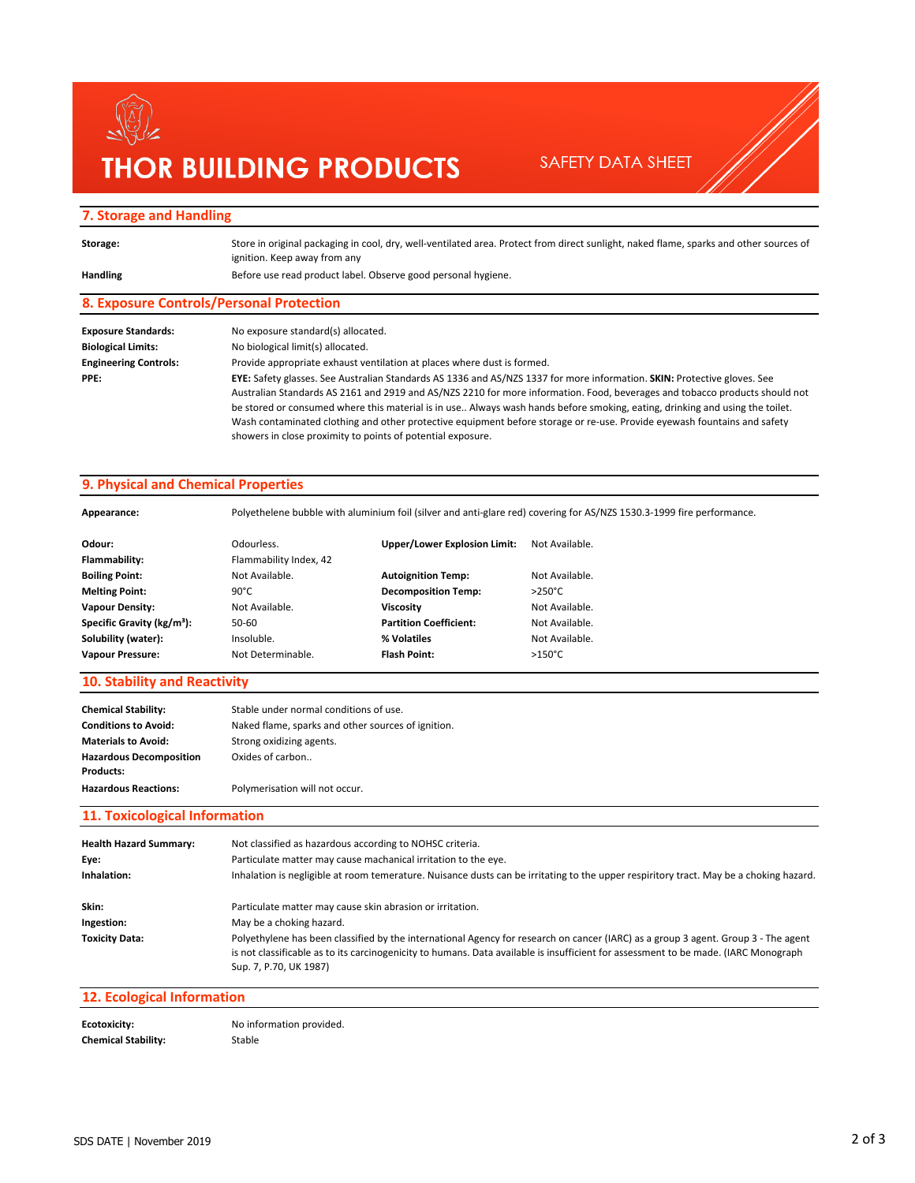## 7. Storage and Handling

| | |
|---|---|
| **Storage:** | Store in original packaging in cool, dry, well-ventilated area. Protect from direct sunlight, naked flame, sparks and other sources of ignition. Keep away from any |
| **Handling** | Before use read product label. Observe good personal hygiene. |

## 8. Exposure Controls/Personal Protection

| | |
|---|---|
| **Exposure Standards:** | No exposure standard(s) allocated. |
| **Biological Limits:** | No biological limit(s) allocated. |
| **Engineering Controls:** | Provide appropriate exhaust ventilation at places where dust is formed. |
| **PPE:** | **EYE:** Safety glasses. See Australian Standards AS 1336 and AS/NZS 1337 for more information. **SKIN:** Protective gloves. See Australian Standards AS 2161 and 2919 and AS/NZS 2210 for more information. Food, beverages and tobacco products should not be stored or consumed where this material is in use.. Always wash hands before smoking, eating, drinking and using the toilet. Wash contaminated clothing and other protective equipment before storage or re-use. Provide eyewash fountains and safety showers in close proximity to points of potential exposure. |

## 9. Physical and Chemical Properties

**Appearance:** Polyethelene bubble with aluminium foil (silver and anti-glare red) covering for AS/NZS 1530.3-1999 fire performance.

| | | | |
|---|---|---|---|
| **Odour:** | Odourless. | **Upper/Lower Explosion Limit:** | Not Available. |
| **Flammability:** | Flammability Index, 42 | | |
| **Boiling Point:** | Not Available. | **Autoignition Temp:** | Not Available. |
| **Melting Point:** | 90°C | **Decomposition Temp:** | >250°C |
| **Vapour Density:** | Not Available. | **Viscosity** | Not Available. |
| **Specific Gravity (kg/m³):** | 50-60 | **Partition Coefficient:** | Not Available. |
| **Solubility (water):** | Insoluble. | **% Volatiles** | Not Available. |
| **Vapour Pressure:** | Not Determinable. | **Flash Point:** | >150°C |

## 10. Stability and Reactivity

| | |
|---|---|
| **Chemical Stability:** | Stable under normal conditions of use. |
| **Conditions to Avoid:** | Naked flame, sparks and other sources of ignition. |
| **Materials to Avoid:** | Strong oxidizing agents. |
| **Hazardous Decomposition Products:** | Oxides of carbon.. |
| **Hazardous Reactions:** | Polymerisation will not occur. |

## 11. Toxicological Information

| | |
|---|---|
| **Health Hazard Summary:** | Not classified as hazardous according to NOHSC criteria. |
| **Eye:** | Particulate matter may cause machanical irritation to the eye. |
| **Inhalation:** | Inhalation is negligible at room temerature. Nuisance dusts can be irritating to the upper respiritory tract. May be a choking hazard. |
| **Skin:** | Particulate matter may cause skin abrasion or irritation. |
| **Ingestion:** | May be a choking hazard. |
| **Toxicity Data:** | Polyethylene has been classified by the international Agency for research on cancer (IARC) as a group 3 agent. Group 3 - The agent is not classifiable as to its carcinogenicity to humans. Data available is insufficient for assessment to be made. (IARC Monograph Sup. 7, P.70, UK 1987) |

## 12. Ecological Information

| | |
|---|---|
| **Ecotoxicity:** | No information provided. |
| **Chemical Stability:** | Stable |

SDS DATE | November 2019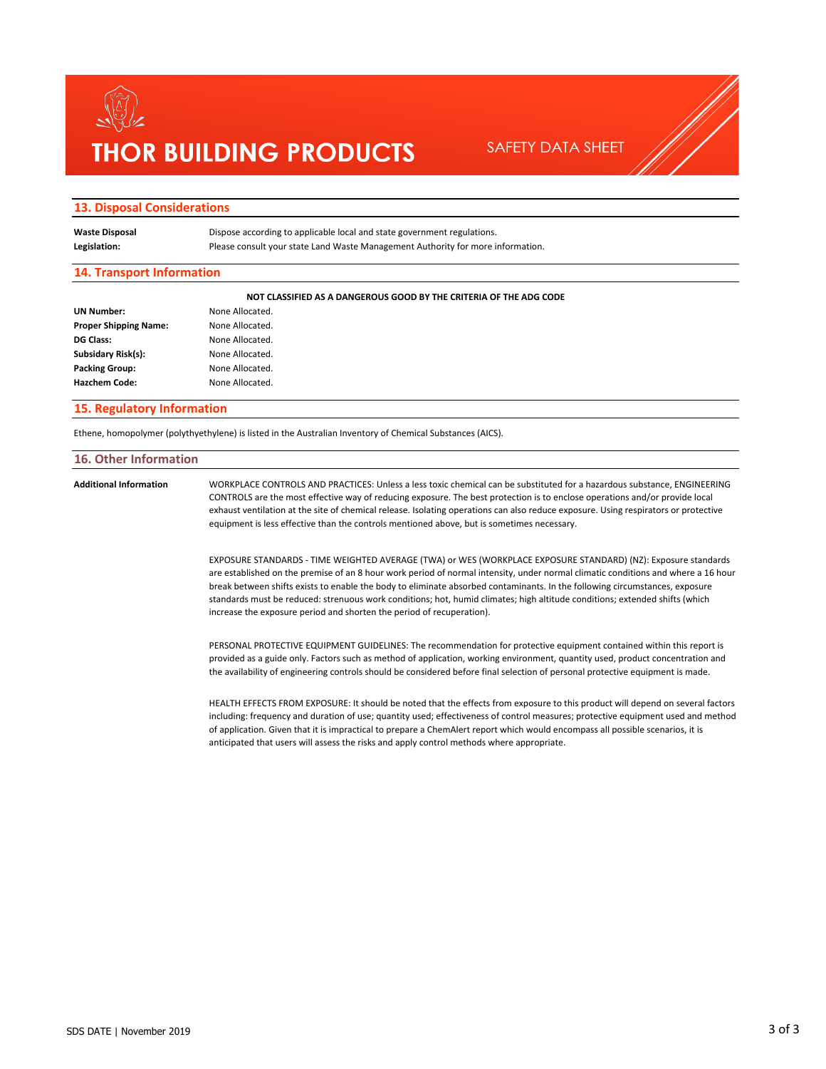## 13. Disposal Considerations

| | |
|---|---|
| **Waste Disposal** | Dispose according to applicable local and state government regulations. |
| **Legislation:** | Please consult your state Land Waste Management Authority for more information. |

## 14. Transport Information

**NOT CLASSIFIED AS A DANGEROUS GOOD BY THE CRITERIA OF THE ADG CODE**

| | |
|---|---|
| **UN Number:** | None Allocated. |
| **Proper Shipping Name:** | None Allocated. |
| **DG Class:** | None Allocated. |
| **Subsidary Risk(s):** | None Allocated. |
| **Packing Group:** | None Allocated. |
| **Hazchem Code:** | None Allocated. |

## 15. Regulatory Information

Ethene, homopolymer (polythyethylene) is listed in the Australian Inventory of Chemical Substances (AICS).

## 16. Other Information

**Additional Information**

WORKPLACE CONTROLS AND PRACTICES: Unless a less toxic chemical can be substituted for a hazardous substance, ENGINEERING CONTROLS are the most effective way of reducing exposure. The best protection is to enclose operations and/or provide local exhaust ventilation at the site of chemical release. Isolating operations can also reduce exposure. Using respirators or protective equipment is less effective than the controls mentioned above, but is sometimes necessary.

EXPOSURE STANDARDS - TIME WEIGHTED AVERAGE (TWA) or WES (WORKPLACE EXPOSURE STANDARD) (NZ): Exposure standards are established on the premise of an 8 hour work period of normal intensity, under normal climatic conditions and where a 16 hour break between shifts exists to enable the body to eliminate absorbed contaminants. In the following circumstances, exposure standards must be reduced: strenuous work conditions; hot, humid climates; high altitude conditions; extended shifts (which increase the exposure period and shorten the period of recuperation).

PERSONAL PROTECTIVE EQUIPMENT GUIDELINES: The recommendation for protective equipment contained within this report is provided as a guide only. Factors such as method of application, working environment, quantity used, product concentration and the availability of engineering controls should be considered before final selection of personal protective equipment is made.

HEALTH EFFECTS FROM EXPOSURE: It should be noted that the effects from exposure to this product will depend on several factors including: frequency and duration of use; quantity used; effectiveness of control measures; protective equipment used and method of application. Given that it is impractical to prepare a ChemAlert report which would encompass all possible scenarios, it is anticipated that users will assess the risks and apply control methods where appropriate.